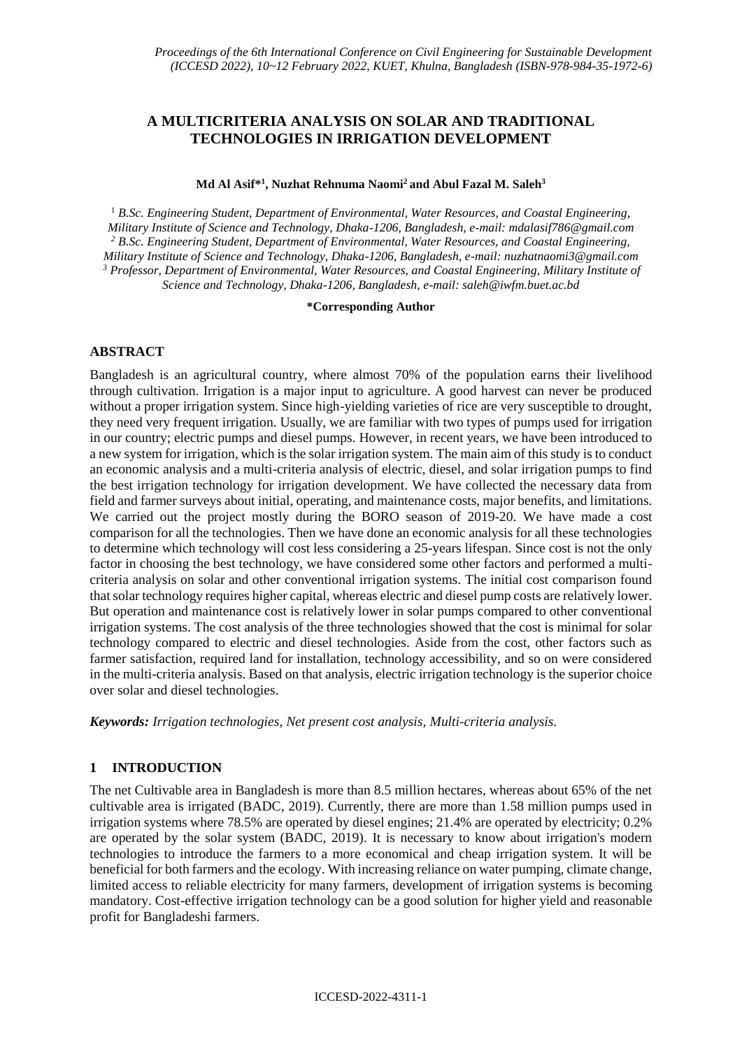# A MULTICRITERIA ANALYSIS ON SOLAR AND TRADITIONAL TECHNOLOGIES IN IRRIGATION DEVELOPMENT

**Md Al Asif*[1], Nuzhat Rehnuma Naomi[2] and Abul Fazal M. Saleh[3]**

[1] *B.Sc. Engineering Student, Department of Environmental, Water Resources, and Coastal Engineering, Military Institute of Science and Technology, Dhaka-1206, Bangladesh, e-mail: mdalasif786@gmail.com*
[2] *B.Sc. Engineering Student, Department of Environmental, Water Resources, and Coastal Engineering, Military Institute of Science and Technology, Dhaka-1206, Bangladesh, e-mail: nuzhatnaomi3@gmail.com*
[3] *Professor, Department of Environmental, Water Resources, and Coastal Engineering, Military Institute of Science and Technology, Dhaka-1206, Bangladesh, e-mail: saleh@iwfm.buet.ac.bd*

**\*Corresponding Author**

## ABSTRACT

Bangladesh is an agricultural country, where almost 70% of the population earns their livelihood through cultivation. Irrigation is a major input to agriculture. A good harvest can never be produced without a proper irrigation system. Since high-yielding varieties of rice are very susceptible to drought, they need very frequent irrigation. Usually, we are familiar with two types of pumps used for irrigation in our country; electric pumps and diesel pumps. However, in recent years, we have been introduced to a new system for irrigation, which is the solar irrigation system. The main aim of this study is to conduct an economic analysis and a multi-criteria analysis of electric, diesel, and solar irrigation pumps to find the best irrigation technology for irrigation development. We have collected the necessary data from field and farmer surveys about initial, operating, and maintenance costs, major benefits, and limitations. We carried out the project mostly during the BORO season of 2019-20. We have made a cost comparison for all the technologies. Then we have done an economic analysis for all these technologies to determine which technology will cost less considering a 25-years lifespan. Since cost is not the only factor in choosing the best technology, we have considered some other factors and performed a multi-criteria analysis on solar and other conventional irrigation systems. The initial cost comparison found that solar technology requires higher capital, whereas electric and diesel pump costs are relatively lower. But operation and maintenance cost is relatively lower in solar pumps compared to other conventional irrigation systems. The cost analysis of the three technologies showed that the cost is minimal for solar technology compared to electric and diesel technologies. Aside from the cost, other factors such as farmer satisfaction, required land for installation, technology accessibility, and so on were considered in the multi-criteria analysis. Based on that analysis, electric irrigation technology is the superior choice over solar and diesel technologies.

***Keywords:** Irrigation technologies, Net present cost analysis, Multi-criteria analysis.*

## 1 INTRODUCTION

The net Cultivable area in Bangladesh is more than 8.5 million hectares, whereas about 65% of the net cultivable area is irrigated (BADC, 2019). Currently, there are more than 1.58 million pumps used in irrigation systems where 78.5% are operated by diesel engines; 21.4% are operated by electricity; 0.2% are operated by the solar system (BADC, 2019). It is necessary to know about irrigation's modern technologies to introduce the farmers to a more economical and cheap irrigation system. It will be beneficial for both farmers and the ecology. With increasing reliance on water pumping, climate change, limited access to reliable electricity for many farmers, development of irrigation systems is becoming mandatory. Cost-effective irrigation technology can be a good solution for higher yield and reasonable profit for Bangladeshi farmers.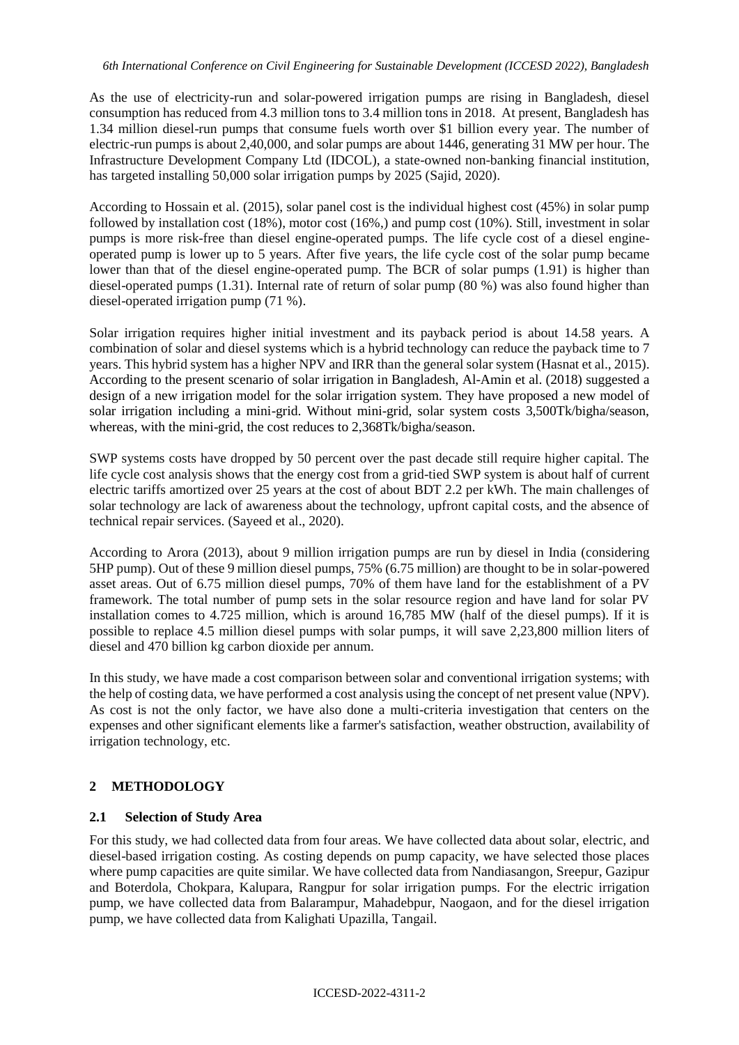As the use of electricity-run and solar-powered irrigation pumps are rising in Bangladesh, diesel consumption has reduced from 4.3 million tons to 3.4 million tons in 2018. At present, Bangladesh has 1.34 million diesel-run pumps that consume fuels worth over $1 billion every year. The number of electric-run pumps is about 2,40,000, and solar pumps are about 1446, generating 31 MW per hour. The Infrastructure Development Company Ltd (IDCOL), a state-owned non-banking financial institution, has targeted installing 50,000 solar irrigation pumps by 2025 (Sajid, 2020).

According to Hossain et al. (2015), solar panel cost is the individual highest cost (45%) in solar pump followed by installation cost (18%), motor cost (16%,) and pump cost (10%). Still, investment in solar pumps is more risk-free than diesel engine-operated pumps. The life cycle cost of a diesel engine-operated pump is lower up to 5 years. After five years, the life cycle cost of the solar pump became lower than that of the diesel engine-operated pump. The BCR of solar pumps (1.91) is higher than diesel-operated pumps (1.31). Internal rate of return of solar pump (80 %) was also found higher than diesel-operated irrigation pump (71 %).

Solar irrigation requires higher initial investment and its payback period is about 14.58 years. A combination of solar and diesel systems which is a hybrid technology can reduce the payback time to 7 years. This hybrid system has a higher NPV and IRR than the general solar system (Hasnat et al., 2015). According to the present scenario of solar irrigation in Bangladesh, Al-Amin et al. (2018) suggested a design of a new irrigation model for the solar irrigation system. They have proposed a new model of solar irrigation including a mini-grid. Without mini-grid, solar system costs 3,500Tk/bigha/season, whereas, with the mini-grid, the cost reduces to 2,368Tk/bigha/season.

SWP systems costs have dropped by 50 percent over the past decade still require higher capital. The life cycle cost analysis shows that the energy cost from a grid-tied SWP system is about half of current electric tariffs amortized over 25 years at the cost of about BDT 2.2 per kWh. The main challenges of solar technology are lack of awareness about the technology, upfront capital costs, and the absence of technical repair services. (Sayeed et al., 2020).

According to Arora (2013), about 9 million irrigation pumps are run by diesel in India (considering 5HP pump). Out of these 9 million diesel pumps, 75% (6.75 million) are thought to be in solar-powered asset areas. Out of 6.75 million diesel pumps, 70% of them have land for the establishment of a PV framework. The total number of pump sets in the solar resource region and have land for solar PV installation comes to 4.725 million, which is around 16,785 MW (half of the diesel pumps). If it is possible to replace 4.5 million diesel pumps with solar pumps, it will save 2,23,800 million liters of diesel and 470 billion kg carbon dioxide per annum.

In this study, we have made a cost comparison between solar and conventional irrigation systems; with the help of costing data, we have performed a cost analysis using the concept of net present value (NPV). As cost is not the only factor, we have also done a multi-criteria investigation that centers on the expenses and other significant elements like a farmer's satisfaction, weather obstruction, availability of irrigation technology, etc.

## 2 METHODOLOGY

### 2.1 Selection of Study Area

For this study, we had collected data from four areas. We have collected data about solar, electric, and diesel-based irrigation costing. As costing depends on pump capacity, we have selected those places where pump capacities are quite similar. We have collected data from Nandiasangon, Sreepur, Gazipur and Boterdola, Chokpara, Kalupara, Rangpur for solar irrigation pumps. For the electric irrigation pump, we have collected data from Balarampur, Mahadebpur, Naogaon, and for the diesel irrigation pump, we have collected data from Kalighati Upazilla, Tangail.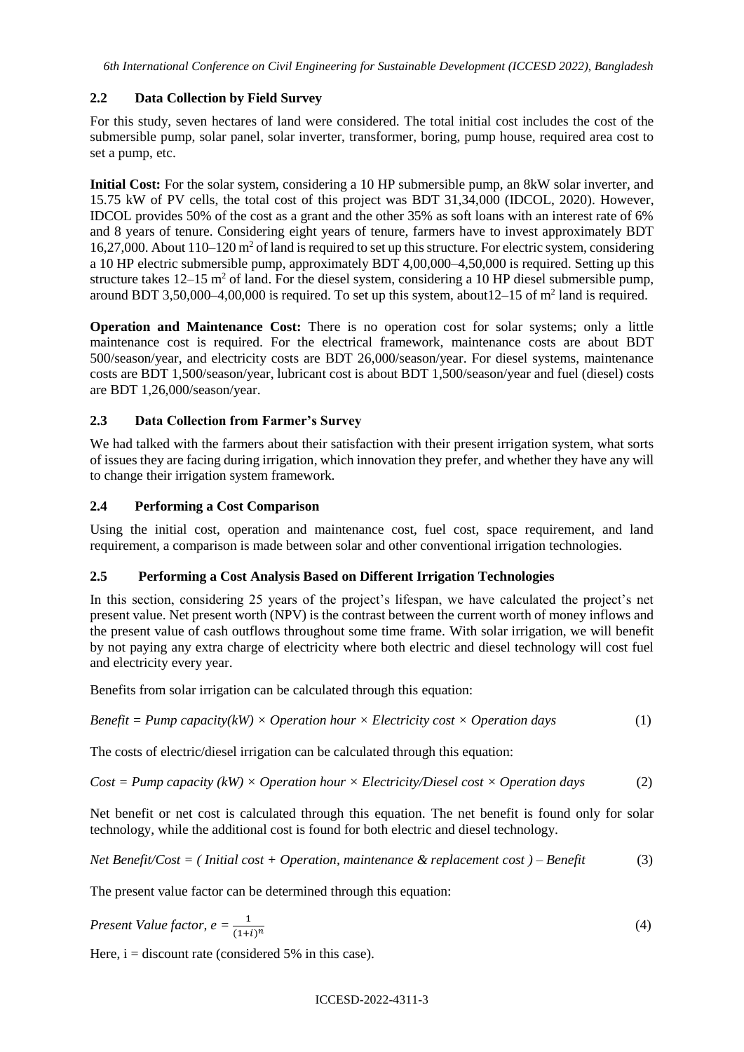## 2.2 Data Collection by Field Survey

For this study, seven hectares of land were considered. The total initial cost includes the cost of the submersible pump, solar panel, solar inverter, transformer, boring, pump house, required area cost to set a pump, etc.

**Initial Cost:** For the solar system, considering a 10 HP submersible pump, an 8kW solar inverter, and 15.75 kW of PV cells, the total cost of this project was BDT 31,34,000 (IDCOL, 2020). However, IDCOL provides 50% of the cost as a grant and the other 35% as soft loans with an interest rate of 6% and 8 years of tenure. Considering eight years of tenure, farmers have to invest approximately BDT 16,27,000. About 110–120 $m^2$ of land is required to set up this structure. For electric system, considering a 10 HP electric submersible pump, approximately BDT 4,00,000–4,50,000 is required. Setting up this structure takes 12–15 $m^2$ of land. For the diesel system, considering a 10 HP diesel submersible pump, around BDT 3,50,000–4,00,000 is required. To set up this system, about12–15 of $m^2$ land is required.

**Operation and Maintenance Cost:** There is no operation cost for solar systems; only a little maintenance cost is required. For the electrical framework, maintenance costs are about BDT 500/season/year, and electricity costs are BDT 26,000/season/year. For diesel systems, maintenance costs are BDT 1,500/season/year, lubricant cost is about BDT 1,500/season/year and fuel (diesel) costs are BDT 1,26,000/season/year.

## 2.3 Data Collection from Farmer's Survey

We had talked with the farmers about their satisfaction with their present irrigation system, what sorts of issues they are facing during irrigation, which innovation they prefer, and whether they have any will to change their irrigation system framework.

## 2.4 Performing a Cost Comparison

Using the initial cost, operation and maintenance cost, fuel cost, space requirement, and land requirement, a comparison is made between solar and other conventional irrigation technologies.

## 2.5 Performing a Cost Analysis Based on Different Irrigation Technologies

In this section, considering 25 years of the project's lifespan, we have calculated the project's net present value. Net present worth (NPV) is the contrast between the current worth of money inflows and the present value of cash outflows throughout some time frame. With solar irrigation, we will benefit by not paying any extra charge of electricity where both electric and diesel technology will cost fuel and electricity every year.

Benefits from solar irrigation can be calculated through this equation:

$$\textit{Benefit} = \textit{Pump capacity(kW)} \times \textit{Operation hour} \times \textit{Electricity cost} \times \textit{Operation days} \tag{1}$$

The costs of electric/diesel irrigation can be calculated through this equation:

$$\textit{Cost} = \textit{Pump capacity (kW)} \times \textit{Operation hour} \times \textit{Electricity/Diesel cost} \times \textit{Operation days} \tag{2}$$

Net benefit or net cost is calculated through this equation. The net benefit is found only for solar technology, while the additional cost is found for both electric and diesel technology.

$$\textit{Net Benefit/Cost} = (\textit{Initial cost} + \textit{Operation, maintenance \& replacement cost}) - \textit{Benefit} \tag{3}$$

The present value factor can be determined through this equation:

$$\textit{Present Value factor, } e = \frac{1}{(1+i)^n} \tag{4}$$

Here, $i$ = discount rate (considered 5% in this case).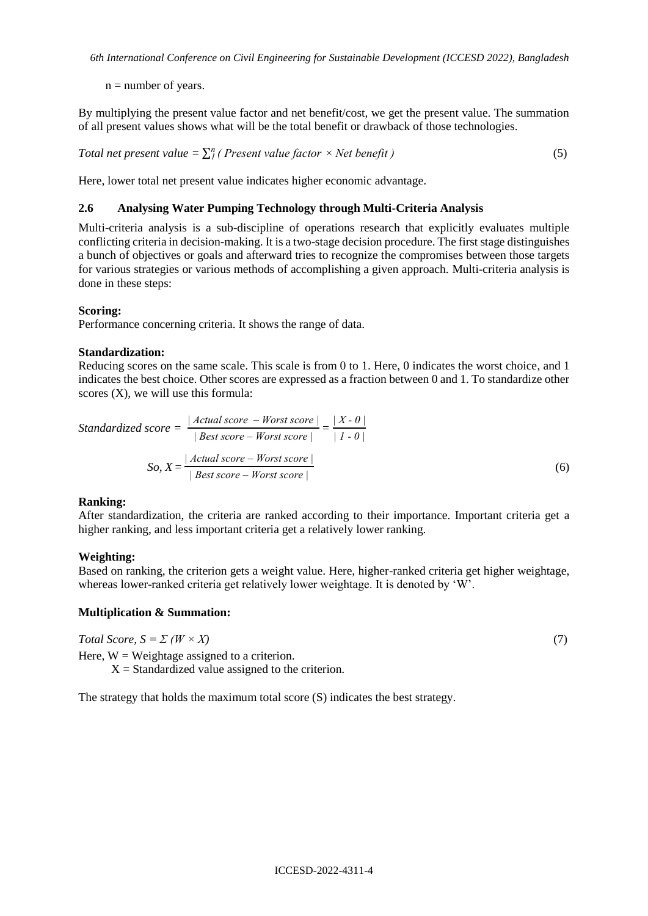n = number of years.

By multiplying the present value factor and net benefit/cost, we get the present value. The summation of all present values shows what will be the total benefit or drawback of those technologies.

$$\textit{Total net present value} = \sum_{1}^{n} (\textit{Present value factor} \times \textit{Net benefit}) \tag{5}$$

Here, lower total net present value indicates higher economic advantage.

### 2.6 Analysing Water Pumping Technology through Multi-Criteria Analysis

Multi-criteria analysis is a sub-discipline of operations research that explicitly evaluates multiple conflicting criteria in decision-making. It is a two-stage decision procedure. The first stage distinguishes a bunch of objectives or goals and afterward tries to recognize the compromises between those targets for various strategies or various methods of accomplishing a given approach. Multi-criteria analysis is done in these steps:

**Scoring:**
Performance concerning criteria. It shows the range of data.

**Standardization:**
Reducing scores on the same scale. This scale is from 0 to 1. Here, 0 indicates the worst choice, and 1 indicates the best choice. Other scores are expressed as a fraction between 0 and 1. To standardize other scores (X), we will use this formula:

$$\textit{Standardized score} = \frac{|\textit{Actual score} - \textit{Worst score}|}{|\textit{Best score} - \textit{Worst score}|} = \frac{|X - 0|}{|1 - 0|}$$

$$\textit{So, } X = \frac{|\textit{Actual score} - \textit{Worst score}|}{|\textit{Best score} - \textit{Worst score}|} \tag{6}$$

**Ranking:**
After standardization, the criteria are ranked according to their importance. Important criteria get a higher ranking, and less important criteria get a relatively lower ranking.

**Weighting:**
Based on ranking, the criterion gets a weight value. Here, higher-ranked criteria get higher weightage, whereas lower-ranked criteria get relatively lower weightage. It is denoted by 'W'.

**Multiplication & Summation:**

$$\textit{Total Score, } S = \Sigma\, (W \times X) \tag{7}$$

Here, W = Weightage assigned to a criterion.
X = Standardized value assigned to the criterion.

The strategy that holds the maximum total score (S) indicates the best strategy.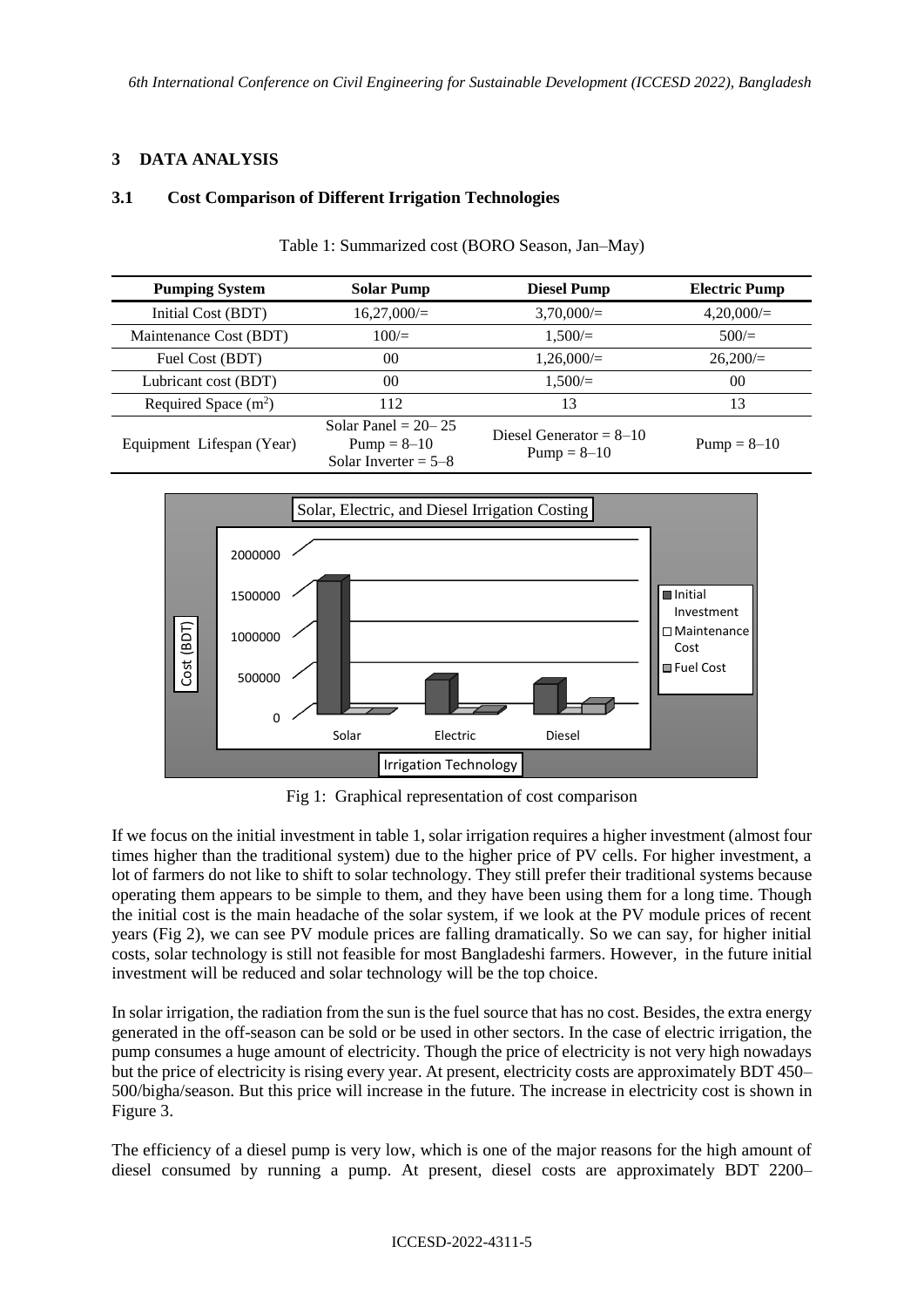## 3 DATA ANALYSIS

### 3.1 Cost Comparison of Different Irrigation Technologies

Table 1: Summarized cost (BORO Season, Jan–May)

| Pumping System | Solar Pump | Diesel Pump | Electric Pump |
|---|---|---|---|
| Initial Cost (BDT) | 16,27,000/= | 3,70,000/= | 4,20,000/= |
| Maintenance Cost (BDT) | 100/= | 1,500/= | 500/= |
| Fuel Cost (BDT) | 00 | 1,26,000/= | 26,200/= |
| Lubricant cost (BDT) | 00 | 1,500/= | 00 |
| Required Space ($m^2$) | 112 | 13 | 13 |
| Equipment Lifespan (Year) | Solar Panel = 20– 25<br>Pump = 8–10<br>Solar Inverter = 5–8 | Diesel Generator = 8–10<br>Pump = 8–10 | Pump = 8–10 |

Fig 1: Graphical representation of cost comparison

If we focus on the initial investment in table 1, solar irrigation requires a higher investment (almost four times higher than the traditional system) due to the higher price of PV cells. For higher investment, a lot of farmers do not like to shift to solar technology. They still prefer their traditional systems because operating them appears to be simple to them, and they have been using them for a long time. Though the initial cost is the main headache of the solar system, if we look at the PV module prices of recent years (Fig 2), we can see PV module prices are falling dramatically. So we can say, for higher initial costs, solar technology is still not feasible for most Bangladeshi farmers. However, in the future initial investment will be reduced and solar technology will be the top choice.

In solar irrigation, the radiation from the sun is the fuel source that has no cost. Besides, the extra energy generated in the off-season can be sold or be used in other sectors. In the case of electric irrigation, the pump consumes a huge amount of electricity. Though the price of electricity is not very high nowadays but the price of electricity is rising every year. At present, electricity costs are approximately BDT 450–500/bigha/season. But this price will increase in the future. The increase in electricity cost is shown in Figure 3.

The efficiency of a diesel pump is very low, which is one of the major reasons for the high amount of diesel consumed by running a pump. At present, diesel costs are approximately BDT 2200–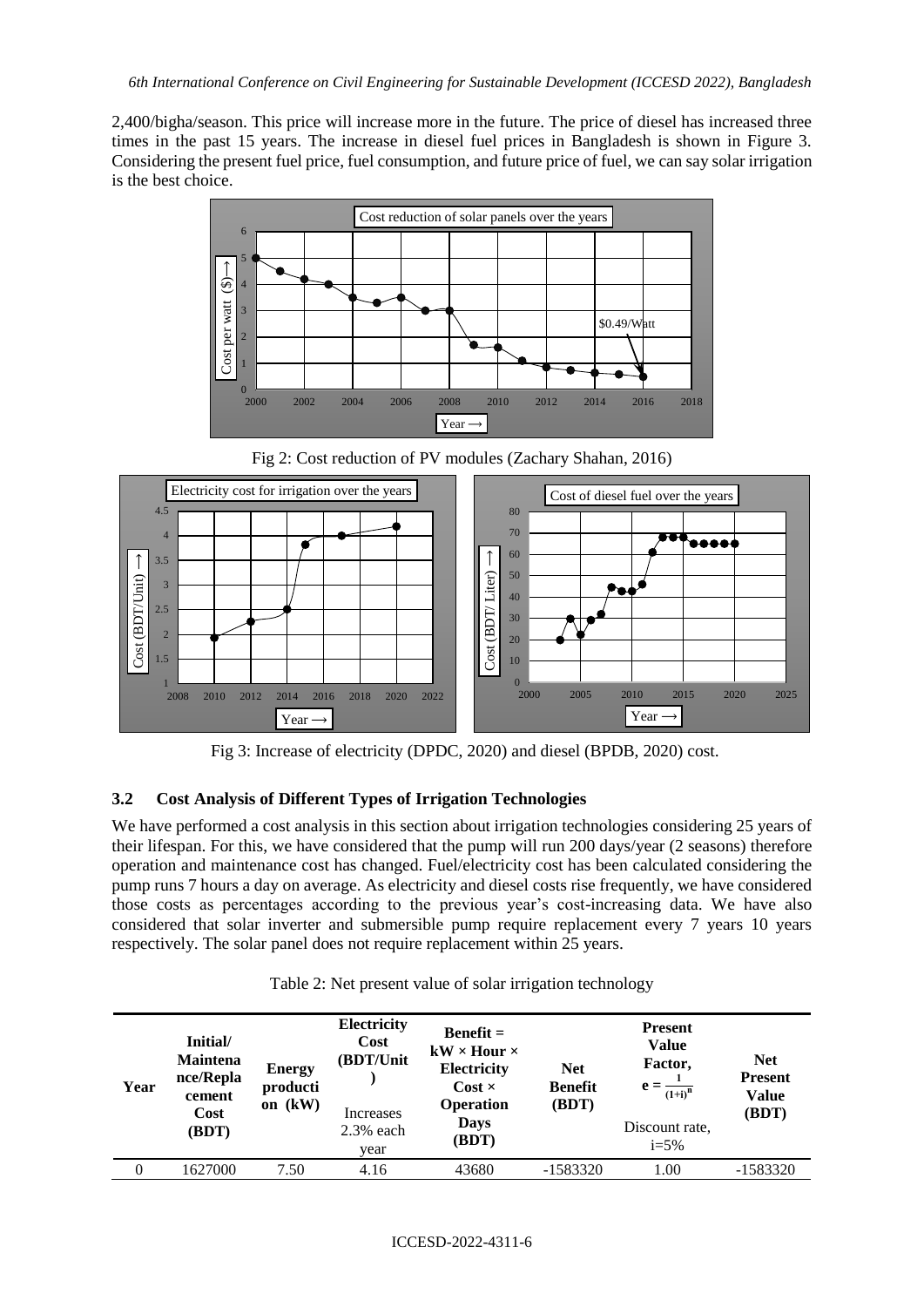2,400/bigha/season. This price will increase more in the future. The price of diesel has increased three times in the past 15 years. The increase in diesel fuel prices in Bangladesh is shown in Figure 3. Considering the present fuel price, fuel consumption, and future price of fuel, we can say solar irrigation is the best choice.

Fig 2: Cost reduction of PV modules (Zachary Shahan, 2016)

Fig 3: Increase of electricity (DPDC, 2020) and diesel (BPDB, 2020) cost.

### 3.2 Cost Analysis of Different Types of Irrigation Technologies

We have performed a cost analysis in this section about irrigation technologies considering 25 years of their lifespan. For this, we have considered that the pump will run 200 days/year (2 seasons) therefore operation and maintenance cost has changed. Fuel/electricity cost has been calculated considering the pump runs 7 hours a day on average. As electricity and diesel costs rise frequently, we have considered those costs as percentages according to the previous year's cost-increasing data. We have also considered that solar inverter and submersible pump require replacement every 7 years 10 years respectively. The solar panel does not require replacement within 25 years.

Table 2: Net present value of solar irrigation technology

| Year | Initial/ Maintenance/Replacement Cost (BDT) | Energy production (kW) | Electricity Cost (BDT/Unit) Increases 2.3% each year | Benefit = kW × Hour × Electricity Cost × Operation Days (BDT) | Net Benefit (BDT) | Present Value Factor, $e = \frac{1}{(1+i)^n}$ Discount rate, i=5% | Net Present Value (BDT) |
|---|---|---|---|---|---|---|---|
| 0 | 1627000 | 7.50 | 4.16 | 43680 | -1583320 | 1.00 | -1583320 |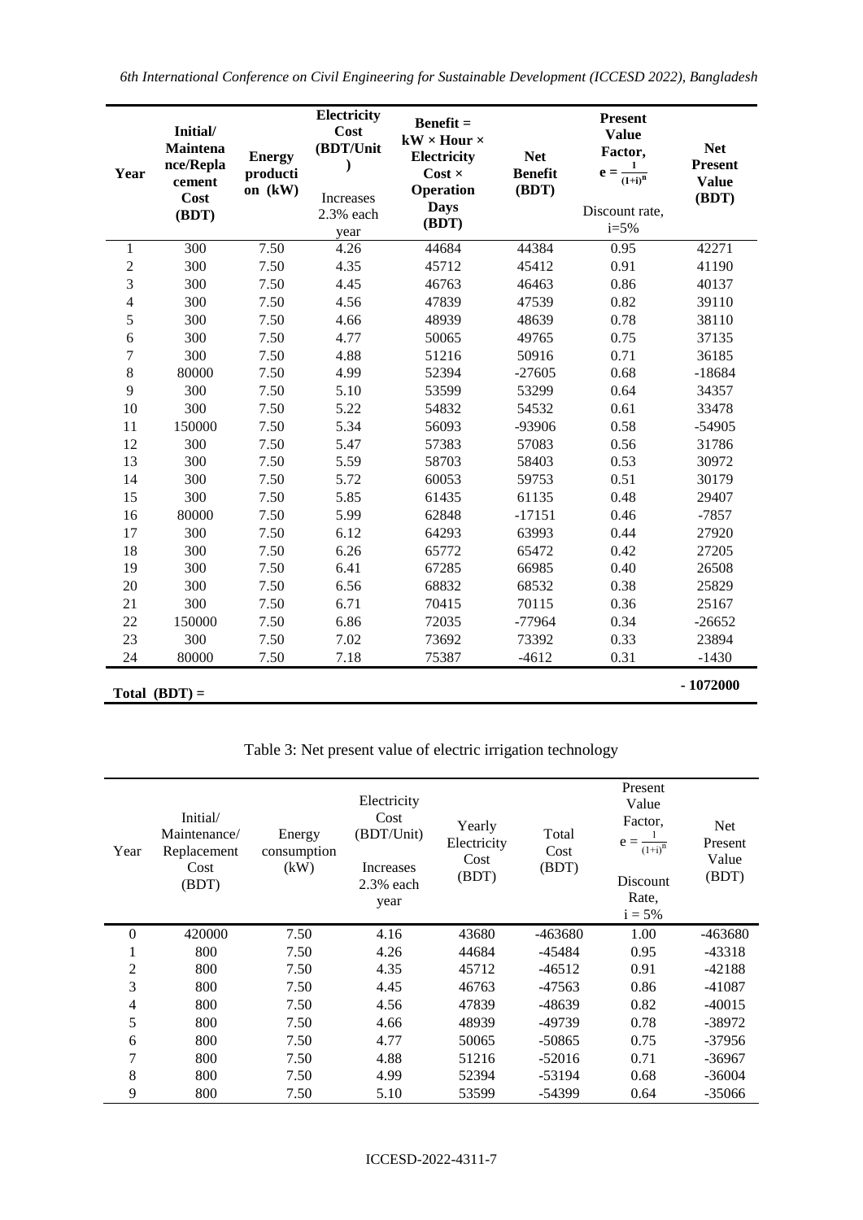| Year | Initial/ Maintenance/Replacement Cost (BDT) | Energy production (kW) | Electricity Cost (BDT/Unit) Increases 2.3% each year | Benefit = kW × Hour × Electricity Cost × Operation Days (BDT) | Net Benefit (BDT) | Present Value Factor, $e = \frac{1}{(1+i)^n}$ Discount rate, i=5% | Net Present Value (BDT) |
|---|---|---|---|---|---|---|---|
| 1 | 300 | 7.50 | 4.26 | 44684 | 44384 | 0.95 | 42271 |
| 2 | 300 | 7.50 | 4.35 | 45712 | 45412 | 0.91 | 41190 |
| 3 | 300 | 7.50 | 4.45 | 46763 | 46463 | 0.86 | 40137 |
| 4 | 300 | 7.50 | 4.56 | 47839 | 47539 | 0.82 | 39110 |
| 5 | 300 | 7.50 | 4.66 | 48939 | 48639 | 0.78 | 38110 |
| 6 | 300 | 7.50 | 4.77 | 50065 | 49765 | 0.75 | 37135 |
| 7 | 300 | 7.50 | 4.88 | 51216 | 50916 | 0.71 | 36185 |
| 8 | 80000 | 7.50 | 4.99 | 52394 | -27605 | 0.68 | -18684 |
| 9 | 300 | 7.50 | 5.10 | 53599 | 53299 | 0.64 | 34357 |
| 10 | 300 | 7.50 | 5.22 | 54832 | 54532 | 0.61 | 33478 |
| 11 | 150000 | 7.50 | 5.34 | 56093 | -93906 | 0.58 | -54905 |
| 12 | 300 | 7.50 | 5.47 | 57383 | 57083 | 0.56 | 31786 |
| 13 | 300 | 7.50 | 5.59 | 58703 | 58403 | 0.53 | 30972 |
| 14 | 300 | 7.50 | 5.72 | 60053 | 59753 | 0.51 | 30179 |
| 15 | 300 | 7.50 | 5.85 | 61435 | 61135 | 0.48 | 29407 |
| 16 | 80000 | 7.50 | 5.99 | 62848 | -17151 | 0.46 | -7857 |
| 17 | 300 | 7.50 | 6.12 | 64293 | 63993 | 0.44 | 27920 |
| 18 | 300 | 7.50 | 6.26 | 65772 | 65472 | 0.42 | 27205 |
| 19 | 300 | 7.50 | 6.41 | 67285 | 66985 | 0.40 | 26508 |
| 20 | 300 | 7.50 | 6.56 | 68832 | 68532 | 0.38 | 25829 |
| 21 | 300 | 7.50 | 6.71 | 70415 | 70115 | 0.36 | 25167 |
| 22 | 150000 | 7.50 | 6.86 | 72035 | -77964 | 0.34 | -26652 |
| 23 | 300 | 7.50 | 7.02 | 73692 | 73392 | 0.33 | 23894 |
| 24 | 80000 | 7.50 | 7.18 | 75387 | -4612 | 0.31 | -1430 |
| **Total (BDT) =** | | | | | | | **- 1072000** |

Table 3: Net present value of electric irrigation technology

| Year | Initial/ Maintenance/ Replacement Cost (BDT) | Energy consumption (kW) | Electricity Cost (BDT/Unit) Increases 2.3% each year | Yearly Electricity Cost (BDT) | Total Cost (BDT) | Present Value Factor, $e = \frac{1}{(1+i)^n}$ Discount Rate, i = 5% | Net Present Value (BDT) |
|---|---|---|---|---|---|---|---|
| 0 | 420000 | 7.50 | 4.16 | 43680 | -463680 | 1.00 | -463680 |
| 1 | 800 | 7.50 | 4.26 | 44684 | -45484 | 0.95 | -43318 |
| 2 | 800 | 7.50 | 4.35 | 45712 | -46512 | 0.91 | -42188 |
| 3 | 800 | 7.50 | 4.45 | 46763 | -47563 | 0.86 | -41087 |
| 4 | 800 | 7.50 | 4.56 | 47839 | -48639 | 0.82 | -40015 |
| 5 | 800 | 7.50 | 4.66 | 48939 | -49739 | 0.78 | -38972 |
| 6 | 800 | 7.50 | 4.77 | 50065 | -50865 | 0.75 | -37956 |
| 7 | 800 | 7.50 | 4.88 | 51216 | -52016 | 0.71 | -36967 |
| 8 | 800 | 7.50 | 4.99 | 52394 | -53194 | 0.68 | -36004 |
| 9 | 800 | 7.50 | 5.10 | 53599 | -54399 | 0.64 | -35066 |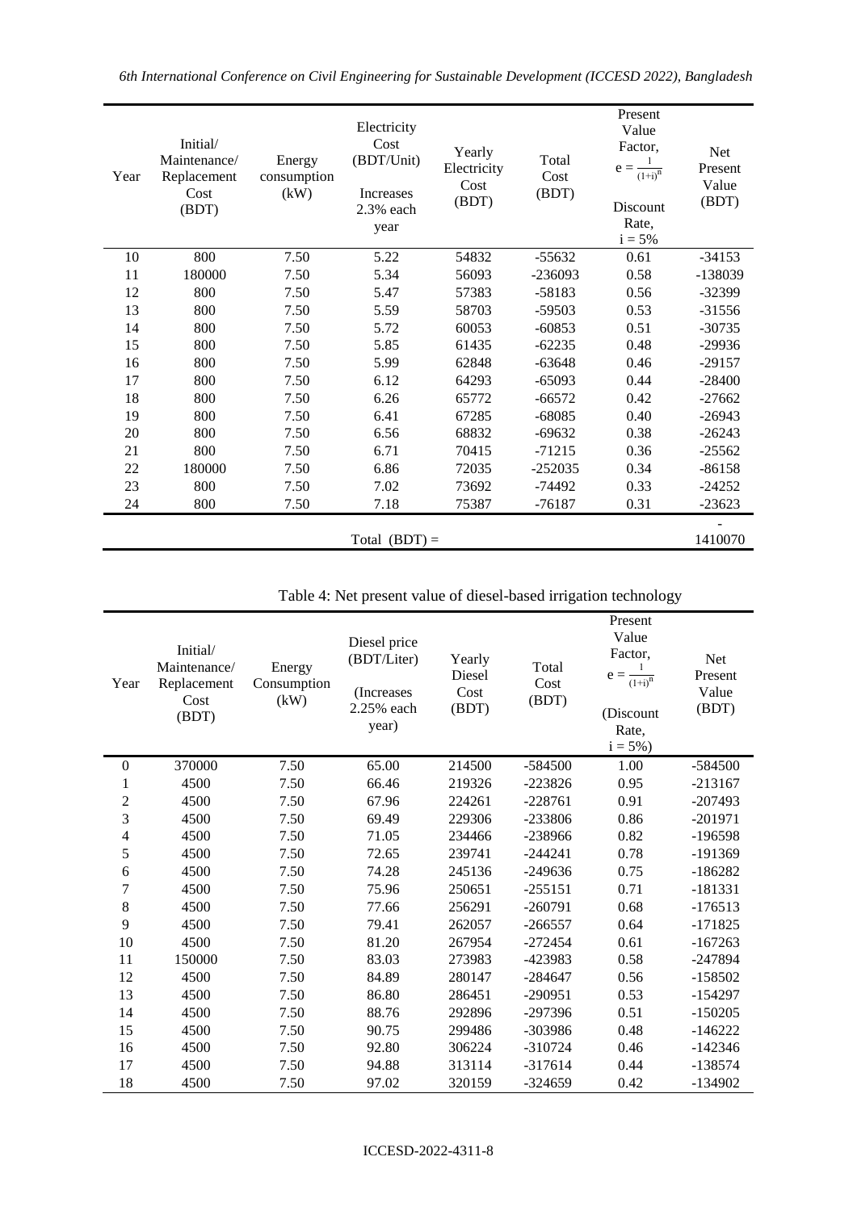| Year | Initial/ Maintenance/ Replacement Cost (BDT) | Energy consumption (kW) | Electricity Cost (BDT/Unit) Increases 2.3% each year | Yearly Electricity Cost (BDT) | Total Cost (BDT) | Present Value Factor, $e = \frac{1}{(1+i)^n}$ Discount Rate, i = 5% | Net Present Value (BDT) |
|---|---|---|---|---|---|---|---|
| 10 | 800 | 7.50 | 5.22 | 54832 | -55632 | 0.61 | -34153 |
| 11 | 180000 | 7.50 | 5.34 | 56093 | -236093 | 0.58 | -138039 |
| 12 | 800 | 7.50 | 5.47 | 57383 | -58183 | 0.56 | -32399 |
| 13 | 800 | 7.50 | 5.59 | 58703 | -59503 | 0.53 | -31556 |
| 14 | 800 | 7.50 | 5.72 | 60053 | -60853 | 0.51 | -30735 |
| 15 | 800 | 7.50 | 5.85 | 61435 | -62235 | 0.48 | -29936 |
| 16 | 800 | 7.50 | 5.99 | 62848 | -63648 | 0.46 | -29157 |
| 17 | 800 | 7.50 | 6.12 | 64293 | -65093 | 0.44 | -28400 |
| 18 | 800 | 7.50 | 6.26 | 65772 | -66572 | 0.42 | -27662 |
| 19 | 800 | 7.50 | 6.41 | 67285 | -68085 | 0.40 | -26943 |
| 20 | 800 | 7.50 | 6.56 | 68832 | -69632 | 0.38 | -26243 |
| 21 | 800 | 7.50 | 6.71 | 70415 | -71215 | 0.36 | -25562 |
| 22 | 180000 | 7.50 | 6.86 | 72035 | -252035 | 0.34 | -86158 |
| 23 | 800 | 7.50 | 7.02 | 73692 | -74492 | 0.33 | -24252 |
| 24 | 800 | 7.50 | 7.18 | 75387 | -76187 | 0.31 | -23623 |
| | | | Total (BDT) = | | | | -1410070 |

Table 4: Net present value of diesel-based irrigation technology

| Year | Initial/ Maintenance/ Replacement Cost (BDT) | Energy Consumption (kW) | Diesel price (BDT/Liter) (Increases 2.25% each year) | Yearly Diesel Cost (BDT) | Total Cost (BDT) | Present Value Factor, $e = \frac{1}{(1+i)^n}$ (Discount Rate, i = 5%) | Net Present Value (BDT) |
|---|---|---|---|---|---|---|---|
| 0 | 370000 | 7.50 | 65.00 | 214500 | -584500 | 1.00 | -584500 |
| 1 | 4500 | 7.50 | 66.46 | 219326 | -223826 | 0.95 | -213167 |
| 2 | 4500 | 7.50 | 67.96 | 224261 | -228761 | 0.91 | -207493 |
| 3 | 4500 | 7.50 | 69.49 | 229306 | -233806 | 0.86 | -201971 |
| 4 | 4500 | 7.50 | 71.05 | 234466 | -238966 | 0.82 | -196598 |
| 5 | 4500 | 7.50 | 72.65 | 239741 | -244241 | 0.78 | -191369 |
| 6 | 4500 | 7.50 | 74.28 | 245136 | -249636 | 0.75 | -186282 |
| 7 | 4500 | 7.50 | 75.96 | 250651 | -255151 | 0.71 | -181331 |
| 8 | 4500 | 7.50 | 77.66 | 256291 | -260791 | 0.68 | -176513 |
| 9 | 4500 | 7.50 | 79.41 | 262057 | -266557 | 0.64 | -171825 |
| 10 | 4500 | 7.50 | 81.20 | 267954 | -272454 | 0.61 | -167263 |
| 11 | 150000 | 7.50 | 83.03 | 273983 | -423983 | 0.58 | -247894 |
| 12 | 4500 | 7.50 | 84.89 | 280147 | -284647 | 0.56 | -158502 |
| 13 | 4500 | 7.50 | 86.80 | 286451 | -290951 | 0.53 | -154297 |
| 14 | 4500 | 7.50 | 88.76 | 292896 | -297396 | 0.51 | -150205 |
| 15 | 4500 | 7.50 | 90.75 | 299486 | -303986 | 0.48 | -146222 |
| 16 | 4500 | 7.50 | 92.80 | 306224 | -310724 | 0.46 | -142346 |
| 17 | 4500 | 7.50 | 94.88 | 313114 | -317614 | 0.44 | -138574 |
| 18 | 4500 | 7.50 | 97.02 | 320159 | -324659 | 0.42 | -134902 |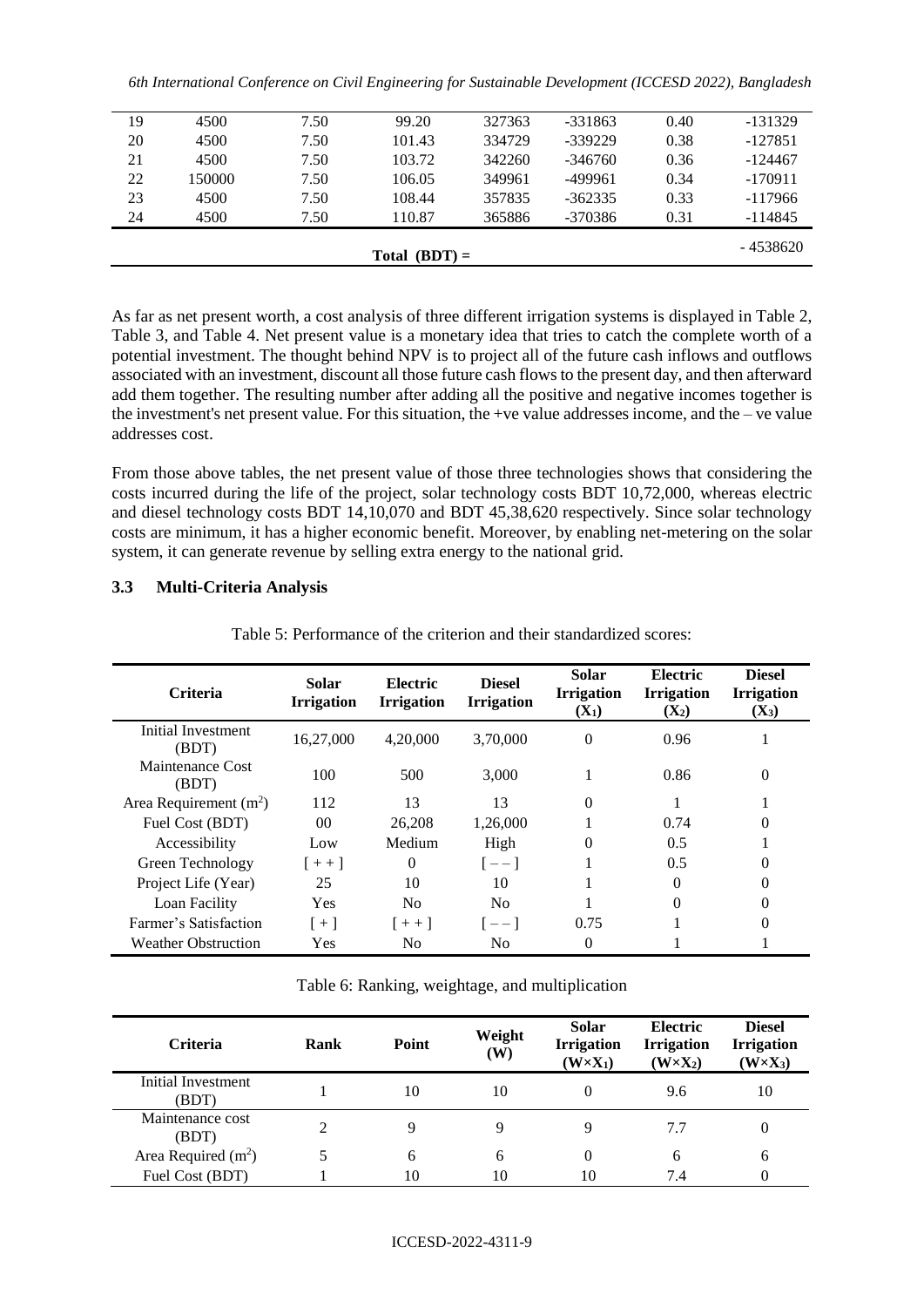| 19 | 4500 | 7.50 | 99.20 | 327363 | -331863 | 0.40 | -131329 |
|---|---|---|---|---|---|---|---|
| 20 | 4500 | 7.50 | 101.43 | 334729 | -339229 | 0.38 | -127851 |
| 21 | 4500 | 7.50 | 103.72 | 342260 | -346760 | 0.36 | -124467 |
| 22 | 150000 | 7.50 | 106.05 | 349961 | -499961 | 0.34 | -170911 |
| 23 | 4500 | 7.50 | 108.44 | 357835 | -362335 | 0.33 | -117966 |
| 24 | 4500 | 7.50 | 110.87 | 365886 | -370386 | 0.31 | -114845 |
| | | | Total (BDT) = | | | | - 4538620 |

As far as net present worth, a cost analysis of three different irrigation systems is displayed in Table 2, Table 3, and Table 4. Net present value is a monetary idea that tries to catch the complete worth of a potential investment. The thought behind NPV is to project all of the future cash inflows and outflows associated with an investment, discount all those future cash flows to the present day, and then afterward add them together. The resulting number after adding all the positive and negative incomes together is the investment's net present value. For this situation, the +ve value addresses income, and the – ve value addresses cost.

From those above tables, the net present value of those three technologies shows that considering the costs incurred during the life of the project, solar technology costs BDT 10,72,000, whereas electric and diesel technology costs BDT 14,10,070 and BDT 45,38,620 respectively. Since solar technology costs are minimum, it has a higher economic benefit. Moreover, by enabling net-metering on the solar system, it can generate revenue by selling extra energy to the national grid.

### 3.3 Multi-Criteria Analysis

Table 5: Performance of the criterion and their standardized scores:

| Criteria | Solar Irrigation | Electric Irrigation | Diesel Irrigation | Solar Irrigation ($X_1$) | Electric Irrigation ($X_2$) | Diesel Irrigation ($X_3$) |
|---|---|---|---|---|---|---|
| Initial Investment (BDT) | 16,27,000 | 4,20,000 | 3,70,000 | 0 | 0.96 | 1 |
| Maintenance Cost (BDT) | 100 | 500 | 3,000 | 1 | 0.86 | 0 |
| Area Requirement ($m^2$) | 112 | 13 | 13 | 0 | 1 | 1 |
| Fuel Cost (BDT) | 00 | 26,208 | 1,26,000 | 1 | 0.74 | 0 |
| Accessibility | Low | Medium | High | 0 | 0.5 | 1 |
| Green Technology | [ + + ] | 0 | [ – – ] | 1 | 0.5 | 0 |
| Project Life (Year) | 25 | 10 | 10 | 1 | 0 | 0 |
| Loan Facility | Yes | No | No | 1 | 0 | 0 |
| Farmer's Satisfaction | [ + ] | [ + + ] | [ – – ] | 0.75 | 1 | 0 |
| Weather Obstruction | Yes | No | No | 0 | 1 | 1 |

Table 6: Ranking, weightage, and multiplication

| Criteria | Rank | Point | Weight (W) | Solar Irrigation ($W \times X_1$) | Electric Irrigation ($W \times X_2$) | Diesel Irrigation ($W \times X_3$) |
|---|---|---|---|---|---|---|
| Initial Investment (BDT) | 1 | 10 | 10 | 0 | 9.6 | 10 |
| Maintenance cost (BDT) | 2 | 9 | 9 | 9 | 7.7 | 0 |
| Area Required ($m^2$) | 5 | 6 | 6 | 0 | 6 | 6 |
| Fuel Cost (BDT) | 1 | 10 | 10 | 10 | 7.4 | 0 |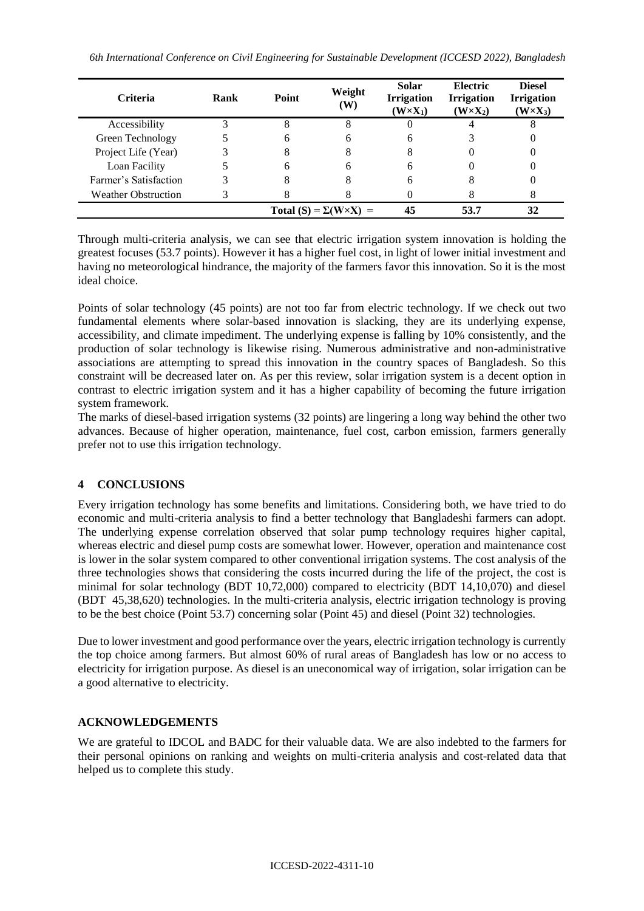| Criteria | Rank | Point | Weight (W) | Solar Irrigation ($W \times X_1$) | Electric Irrigation ($W \times X_2$) | Diesel Irrigation ($W \times X_3$) |
|---|---|---|---|---|---|---|
| Accessibility | 3 | 8 | 8 | 0 | 4 | 8 |
| Green Technology | 5 | 6 | 6 | 6 | 3 | 0 |
| Project Life (Year) | 3 | 8 | 8 | 8 | 0 | 0 |
| Loan Facility | 5 | 6 | 6 | 6 | 0 | 0 |
| Farmer's Satisfaction | 3 | 8 | 8 | 6 | 8 | 0 |
| Weather Obstruction | 3 | 8 | 8 | 0 | 8 | 8 |
| | | Total $(S) = \Sigma(W \times X)$ = | | 45 | 53.7 | 32 |

Through multi-criteria analysis, we can see that electric irrigation system innovation is holding the greatest focuses (53.7 points). However it has a higher fuel cost, in light of lower initial investment and having no meteorological hindrance, the majority of the farmers favor this innovation. So it is the most ideal choice.

Points of solar technology (45 points) are not too far from electric technology. If we check out two fundamental elements where solar-based innovation is slacking, they are its underlying expense, accessibility, and climate impediment. The underlying expense is falling by 10% consistently, and the production of solar technology is likewise rising. Numerous administrative and non-administrative associations are attempting to spread this innovation in the country spaces of Bangladesh. So this constraint will be decreased later on. As per this review, solar irrigation system is a decent option in contrast to electric irrigation system and it has a higher capability of becoming the future irrigation system framework.

The marks of diesel-based irrigation systems (32 points) are lingering a long way behind the other two advances. Because of higher operation, maintenance, fuel cost, carbon emission, farmers generally prefer not to use this irrigation technology.

## 4 CONCLUSIONS

Every irrigation technology has some benefits and limitations. Considering both, we have tried to do economic and multi-criteria analysis to find a better technology that Bangladeshi farmers can adopt. The underlying expense correlation observed that solar pump technology requires higher capital, whereas electric and diesel pump costs are somewhat lower. However, operation and maintenance cost is lower in the solar system compared to other conventional irrigation systems. The cost analysis of the three technologies shows that considering the costs incurred during the life of the project, the cost is minimal for solar technology (BDT 10,72,000) compared to electricity (BDT 14,10,070) and diesel (BDT 45,38,620) technologies. In the multi-criteria analysis, electric irrigation technology is proving to be the best choice (Point 53.7) concerning solar (Point 45) and diesel (Point 32) technologies.

Due to lower investment and good performance over the years, electric irrigation technology is currently the top choice among farmers. But almost 60% of rural areas of Bangladesh has low or no access to electricity for irrigation purpose. As diesel is an uneconomical way of irrigation, solar irrigation can be a good alternative to electricity.

## ACKNOWLEDGEMENTS

We are grateful to IDCOL and BADC for their valuable data. We are also indebted to the farmers for their personal opinions on ranking and weights on multi-criteria analysis and cost-related data that helped us to complete this study.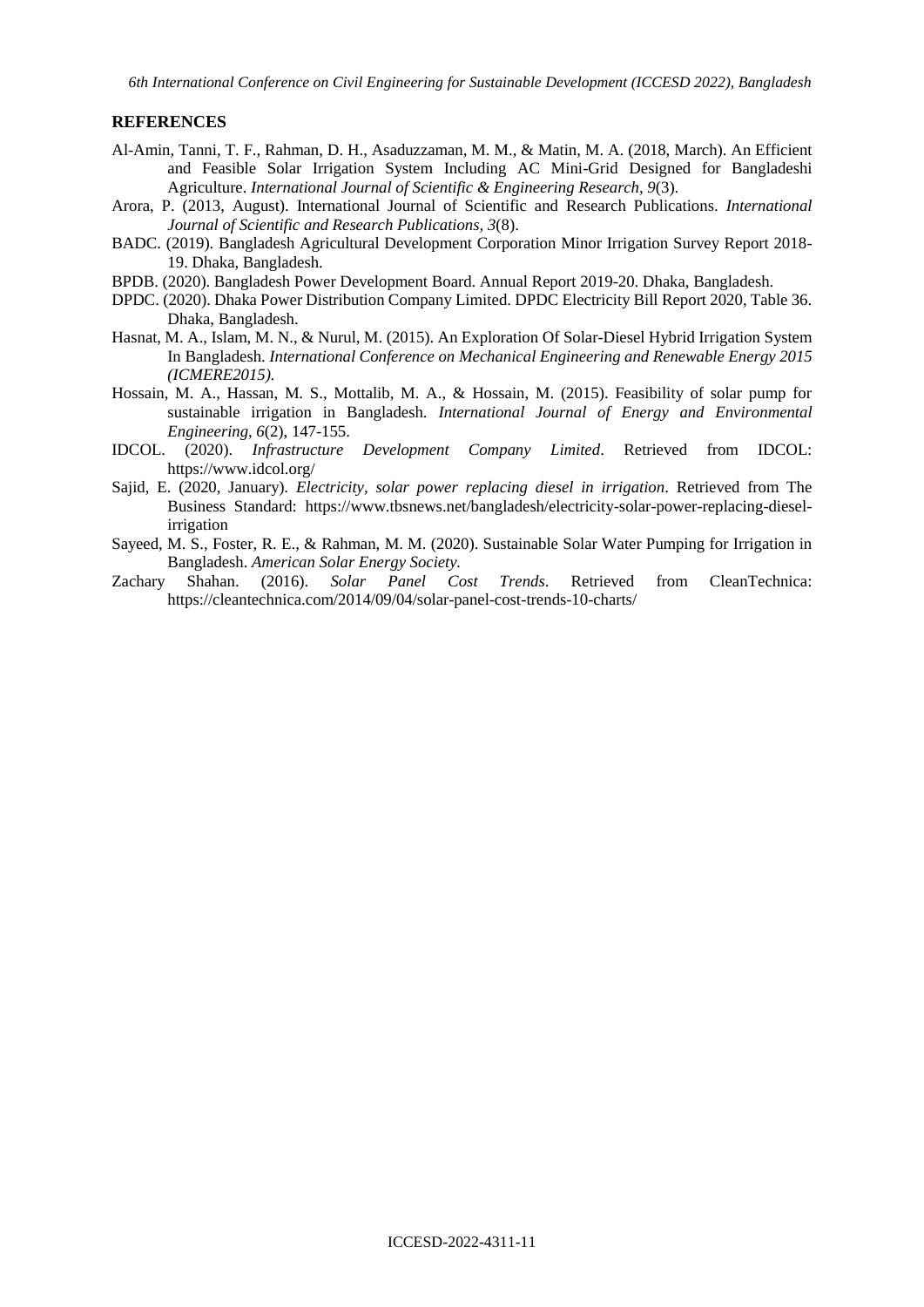## REFERENCES

Al-Amin, Tanni, T. F., Rahman, D. H., Asaduzzaman, M. M., & Matin, M. A. (2018, March). An Efficient and Feasible Solar Irrigation System Including AC Mini-Grid Designed for Bangladeshi Agriculture. *International Journal of Scientific & Engineering Research, 9*(3).

Arora, P. (2013, August). International Journal of Scientific and Research Publications. *International Journal of Scientific and Research Publications, 3*(8).

BADC. (2019). Bangladesh Agricultural Development Corporation Minor Irrigation Survey Report 2018-19. Dhaka, Bangladesh.

BPDB. (2020). Bangladesh Power Development Board. Annual Report 2019-20. Dhaka, Bangladesh.

DPDC. (2020). Dhaka Power Distribution Company Limited. DPDC Electricity Bill Report 2020, Table 36. Dhaka, Bangladesh.

Hasnat, M. A., Islam, M. N., & Nurul, M. (2015). An Exploration Of Solar-Diesel Hybrid Irrigation System In Bangladesh. *International Conference on Mechanical Engineering and Renewable Energy 2015 (ICMERE2015).*

Hossain, M. A., Hassan, M. S., Mottalib, M. A., & Hossain, M. (2015). Feasibility of solar pump for sustainable irrigation in Bangladesh. *International Journal of Energy and Environmental Engineering, 6*(2), 147-155.

IDCOL. (2020). *Infrastructure Development Company Limited*. Retrieved from IDCOL: https://www.idcol.org/

Sajid, E. (2020, January). *Electricity, solar power replacing diesel in irrigation*. Retrieved from The Business Standard: https://www.tbsnews.net/bangladesh/electricity-solar-power-replacing-diesel-irrigation

Sayeed, M. S., Foster, R. E., & Rahman, M. M. (2020). Sustainable Solar Water Pumping for Irrigation in Bangladesh. *American Solar Energy Society.*

Zachary Shahan. (2016). *Solar Panel Cost Trends*. Retrieved from CleanTechnica: https://cleantechnica.com/2014/09/04/solar-panel-cost-trends-10-charts/